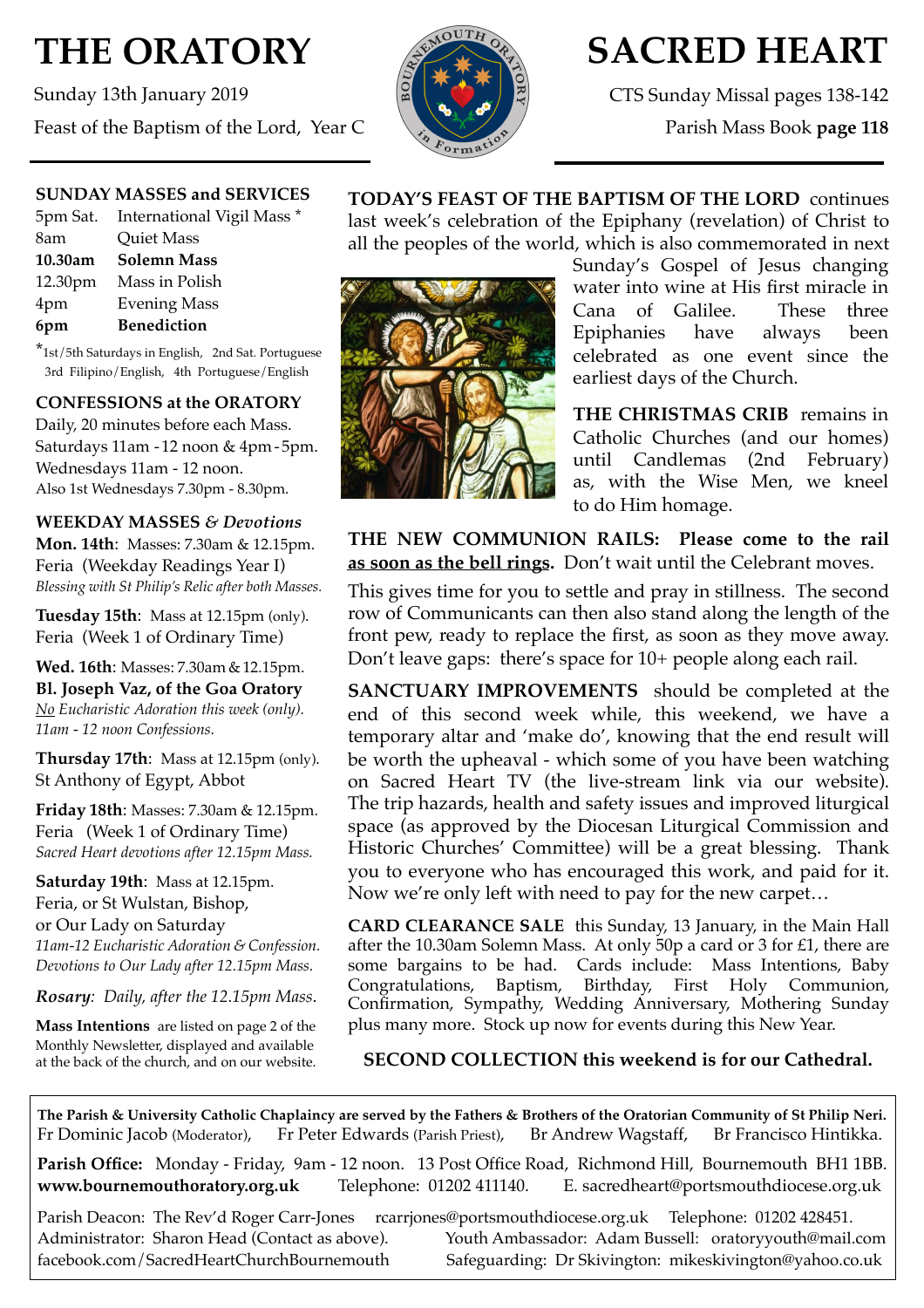# THE ORATORY

Sunday 13th January 2019

Feast of the Baptism of the Lord, Year C

# SACRED HEART

CTS Sunday Missal pages 138-142

Parish Mass Book **page 118**

## SUNDAY MASSES and SERVICES

| | |
|---|---|
| 5pm Sat. | International Vigil Mass * |
| 8am | Quiet Mass |
| **10.30am** | **Solemn Mass** |
| 12.30pm | Mass in Polish |
| 4pm | Evening Mass |
| **6pm** | **Benediction** |

*1st/5th Saturdays in English, 2nd Sat. Portuguese 3rd Filipino/English, 4th Portuguese/English

## CONFESSIONS at the ORATORY

Daily, 20 minutes before each Mass.
Saturdays 11am - 12 noon & 4pm - 5pm.
Wednesdays 11am - 12 noon.
Also 1st Wednesdays 7.30pm - 8.30pm.

## WEEKDAY MASSES *& Devotions*

**Mon. 14th**: Masses: 7.30am & 12.15pm.
Feria (Weekday Readings Year I)
*Blessing with St Philip's Relic after both Masses.*

**Tuesday 15th**: Mass at 12.15pm (only).
Feria (Week 1 of Ordinary Time)

**Wed. 16th**: Masses: 7.30am & 12.15pm.
**Bl. Joseph Vaz, of the Goa Oratory**
*No Eucharistic Adoration this week (only).*
*11am - 12 noon Confessions.*

**Thursday 17th**: Mass at 12.15pm (only).
St Anthony of Egypt, Abbot

**Friday 18th**: Masses: 7.30am & 12.15pm.
Feria (Week 1 of Ordinary Time)
*Sacred Heart devotions after 12.15pm Mass.*

**Saturday 19th**: Mass at 12.15pm.
Feria, or St Wulstan, Bishop,
or Our Lady on Saturday
*11am-12 Eucharistic Adoration & Confession.*
*Devotions to Our Lady after 12.15pm Mass.*

***Rosary**: Daily, after the 12.15pm Mass.*

**Mass Intentions** are listed on page 2 of the Monthly Newsletter, displayed and available at the back of the church, and on our website.

**TODAY'S FEAST OF THE BAPTISM OF THE LORD** continues last week's celebration of the Epiphany (revelation) of Christ to all the peoples of the world, which is also commemorated in next Sunday's Gospel of Jesus changing water into wine at His first miracle in Cana of Galilee. These three Epiphanies have always been celebrated as one event since the earliest days of the Church.

**THE CHRISTMAS CRIB** remains in Catholic Churches (and our homes) until Candlemas (2nd February) as, with the Wise Men, we kneel to do Him homage.

**THE NEW COMMUNION RAILS: Please come to the rail <u>as soon as the bell rings</u>.** Don't wait until the Celebrant moves.

This gives time for you to settle and pray in stillness. The second row of Communicants can then also stand along the length of the front pew, ready to replace the first, as soon as they move away. Don't leave gaps: there's space for 10+ people along each rail.

**SANCTUARY IMPROVEMENTS** should be completed at the end of this second week while, this weekend, we have a temporary altar and 'make do', knowing that the end result will be worth the upheaval - which some of you have been watching on Sacred Heart TV (the live-stream link via our website). The trip hazards, health and safety issues and improved liturgical space (as approved by the Diocesan Liturgical Commission and Historic Churches' Committee) will be a great blessing. Thank you to everyone who has encouraged this work, and paid for it. Now we're only left with need to pay for the new carpet…

**CARD CLEARANCE SALE** this Sunday, 13 January, in the Main Hall after the 10.30am Solemn Mass. At only 50p a card or 3 for £1, there are some bargains to be had. Cards include: Mass Intentions, Baby Congratulations, Baptism, Birthday, First Holy Communion, Confirmation, Sympathy, Wedding Anniversary, Mothering Sunday plus many more. Stock up now for events during this New Year.

**SECOND COLLECTION this weekend is for our Cathedral.**

---

**The Parish & University Catholic Chaplaincy are served by the Fathers & Brothers of the Oratorian Community of St Philip Neri.**
Fr Dominic Jacob (Moderator), Fr Peter Edwards (Parish Priest), Br Andrew Wagstaff, Br Francisco Hintikka.

**Parish Office:** Monday - Friday, 9am - 12 noon. 13 Post Office Road, Richmond Hill, Bournemouth BH1 1BB.
**www.bournemouthoratory.org.uk** Telephone: 01202 411140. E. sacredheart@portsmouthdiocese.org.uk

Parish Deacon: The Rev'd Roger Carr-Jones rcarrjones@portsmouthdiocese.org.uk Telephone: 01202 428451.
Administrator: Sharon Head (Contact as above). Youth Ambassador: Adam Bussell: oratoryyouth@mail.com
facebook.com/SacredHeartChurchBournemouth Safeguarding: Dr Skivington: mikeskivington@yahoo.co.uk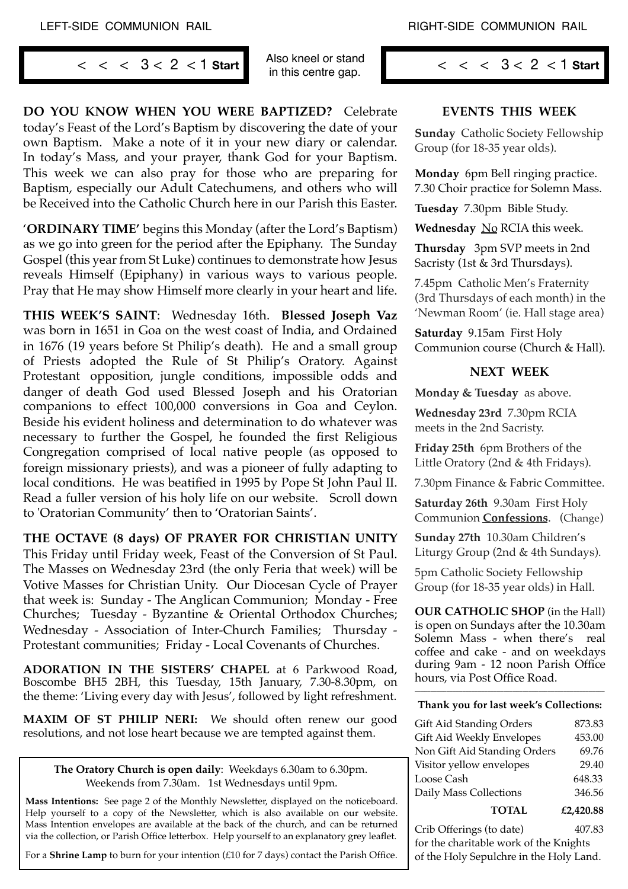LEFT-SIDE COMMUNION RAIL

< < < 3 < 2 < 1 **Start**

Also kneel or stand in this centre gap.

RIGHT-SIDE COMMUNION RAIL

< < < 3 < 2 < 1 **Start**

**DO YOU KNOW WHEN YOU WERE BAPTIZED?** Celebrate today's Feast of the Lord's Baptism by discovering the date of your own Baptism. Make a note of it in your new diary or calendar. In today's Mass, and your prayer, thank God for your Baptism. This week we can also pray for those who are preparing for Baptism, especially our Adult Catechumens, and others who will be Received into the Catholic Church here in our Parish this Easter.

'**ORDINARY TIME'** begins this Monday (after the Lord's Baptism) as we go into green for the period after the Epiphany. The Sunday Gospel (this year from St Luke) continues to demonstrate how Jesus reveals Himself (Epiphany) in various ways to various people. Pray that He may show Himself more clearly in your heart and life.

**THIS WEEK'S SAINT**: Wednesday 16th. **Blessed Joseph Vaz** was born in 1651 in Goa on the west coast of India, and Ordained in 1676 (19 years before St Philip's death). He and a small group of Priests adopted the Rule of St Philip's Oratory. Against Protestant opposition, jungle conditions, impossible odds and danger of death God used Blessed Joseph and his Oratorian companions to effect 100,000 conversions in Goa and Ceylon. Beside his evident holiness and determination to do whatever was necessary to further the Gospel, he founded the first Religious Congregation comprised of local native people (as opposed to foreign missionary priests), and was a pioneer of fully adapting to local conditions. He was beatified in 1995 by Pope St John Paul II. Read a fuller version of his holy life on our website. Scroll down to 'Oratorian Community' then to 'Oratorian Saints'.

**THE OCTAVE (8 days) OF PRAYER FOR CHRISTIAN UNITY** This Friday until Friday week, Feast of the Conversion of St Paul. The Masses on Wednesday 23rd (the only Feria that week) will be Votive Masses for Christian Unity. Our Diocesan Cycle of Prayer that week is: Sunday - The Anglican Communion; Monday - Free Churches; Tuesday - Byzantine & Oriental Orthodox Churches; Wednesday - Association of Inter-Church Families; Thursday - Protestant communities; Friday - Local Covenants of Churches.

**ADORATION IN THE SISTERS' CHAPEL** at 6 Parkwood Road, Boscombe BH5 2BH, this Tuesday, 15th January, 7.30-8.30pm, on the theme: 'Living every day with Jesus', followed by light refreshment.

**MAXIM OF ST PHILIP NERI:** We should often renew our good resolutions, and not lose heart because we are tempted against them.

**The Oratory Church is open daily**: Weekdays 6.30am to 6.30pm. Weekends from 7.30am. 1st Wednesdays until 9pm.

**Mass Intentions:** See page 2 of the Monthly Newsletter, displayed on the noticeboard. Help yourself to a copy of the Newsletter, which is also available on our website. Mass Intention envelopes are available at the back of the church, and can be returned via the collection, or Parish Office letterbox. Help yourself to an explanatory grey leaflet.

For a **Shrine Lamp** to burn for your intention (£10 for 7 days) contact the Parish Office.

## EVENTS THIS WEEK

**Sunday** Catholic Society Fellowship Group (for 18-35 year olds).

**Monday** 6pm Bell ringing practice. 7.30 Choir practice for Solemn Mass.

**Tuesday** 7.30pm Bible Study.

**Wednesday** No RCIA this week.

**Thursday** 3pm SVP meets in 2nd Sacristy (1st & 3rd Thursdays).

7.45pm Catholic Men's Fraternity (3rd Thursdays of each month) in the 'Newman Room' (ie. Hall stage area)

**Saturday** 9.15am First Holy Communion course (Church & Hall).

## NEXT WEEK

**Monday & Tuesday** as above.

**Wednesday 23rd** 7.30pm RCIA meets in the 2nd Sacristy.

**Friday 25th** 6pm Brothers of the Little Oratory (2nd & 4th Fridays).

7.30pm Finance & Fabric Committee.

**Saturday 26th** 9.30am First Holy Communion **Confessions**. (Change)

**Sunday 27th** 10.30am Children's Liturgy Group (2nd & 4th Sundays).

5pm Catholic Society Fellowship Group (for 18-35 year olds) in Hall.

**OUR CATHOLIC SHOP** (in the Hall) is open on Sundays after the 10.30am Solemn Mass - when there's real coffee and cake - and on weekdays during 9am - 12 noon Parish Office hours, via Post Office Road.

**Thank you for last week's Collections:**

| | |
|---|---|
| Gift Aid Standing Orders | 873.83 |
| Gift Aid Weekly Envelopes | 453.00 |
| Non Gift Aid Standing Orders | 69.76 |
| Visitor yellow envelopes | 29.40 |
| Loose Cash | 648.33 |
| Daily Mass Collections | 346.56 |
| **TOTAL** | **£2,420.88** |

Crib Offerings (to date) 407.83 for the charitable work of the Knights of the Holy Sepulchre in the Holy Land.